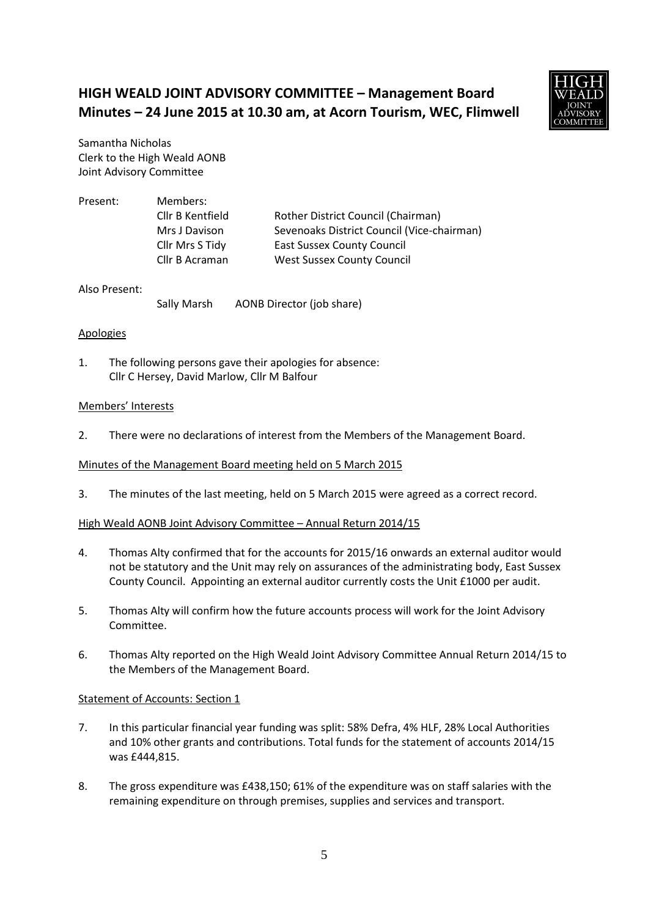# HIGH WEALD JOINT ADVISORY COMMITTEE – Management Board Minutes – 24 June 2015 at 10.30 am, at Acorn Tourism, WEC, Flimwell

Samantha Nicholas
Clerk to the High Weald AONB
Joint Advisory Committee

| Present: | Members: | |
|---|---|---|
| | Cllr B Kentfield | Rother District Council (Chairman) |
| | Mrs J Davison | Sevenoaks District Council (Vice-chairman) |
| | Cllr Mrs S Tidy | East Sussex County Council |
| | Cllr B Acraman | West Sussex County Council |

Also Present:

Sally Marsh AONB Director (job share)

Apologies

1. The following persons gave their apologies for absence:
   Cllr C Hersey, David Marlow, Cllr M Balfour

Members' Interests

2. There were no declarations of interest from the Members of the Management Board.

Minutes of the Management Board meeting held on 5 March 2015

3. The minutes of the last meeting, held on 5 March 2015 were agreed as a correct record.

High Weald AONB Joint Advisory Committee – Annual Return 2014/15

4. Thomas Alty confirmed that for the accounts for 2015/16 onwards an external auditor would not be statutory and the Unit may rely on assurances of the administrating body, East Sussex County Council. Appointing an external auditor currently costs the Unit £1000 per audit.

5. Thomas Alty will confirm how the future accounts process will work for the Joint Advisory Committee.

6. Thomas Alty reported on the High Weald Joint Advisory Committee Annual Return 2014/15 to the Members of the Management Board.

Statement of Accounts: Section 1

7. In this particular financial year funding was split: 58% Defra, 4% HLF, 28% Local Authorities and 10% other grants and contributions. Total funds for the statement of accounts 2014/15 was £444,815.

8. The gross expenditure was £438,150; 61% of the expenditure was on staff salaries with the remaining expenditure on through premises, supplies and services and transport.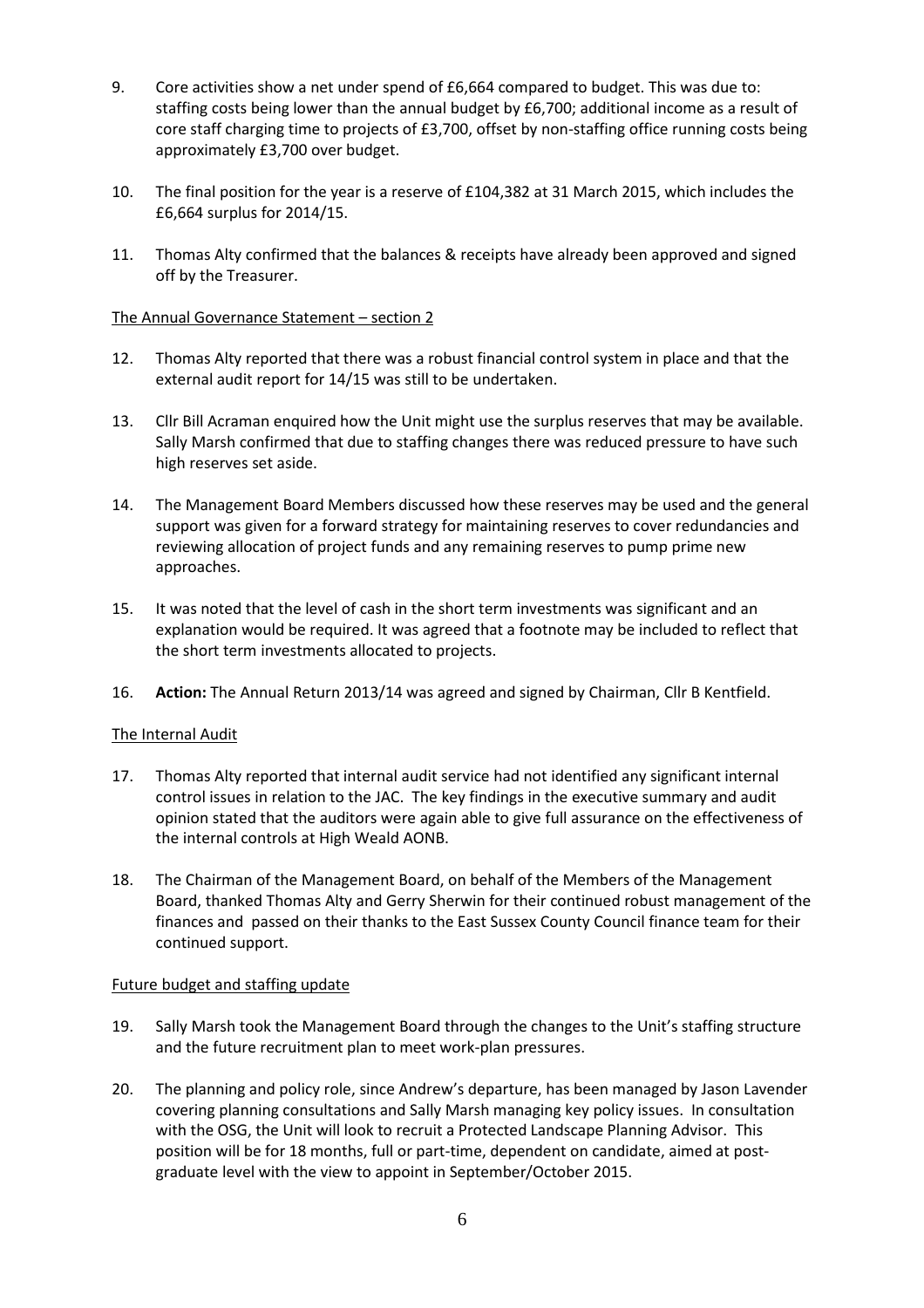9. Core activities show a net under spend of £6,664 compared to budget. This was due to: staffing costs being lower than the annual budget by £6,700; additional income as a result of core staff charging time to projects of £3,700, offset by non-staffing office running costs being approximately £3,700 over budget.

10. The final position for the year is a reserve of £104,382 at 31 March 2015, which includes the £6,664 surplus for 2014/15.

11. Thomas Alty confirmed that the balances & receipts have already been approved and signed off by the Treasurer.

The Annual Governance Statement – section 2

12. Thomas Alty reported that there was a robust financial control system in place and that the external audit report for 14/15 was still to be undertaken.

13. Cllr Bill Acraman enquired how the Unit might use the surplus reserves that may be available. Sally Marsh confirmed that due to staffing changes there was reduced pressure to have such high reserves set aside.

14. The Management Board Members discussed how these reserves may be used and the general support was given for a forward strategy for maintaining reserves to cover redundancies and reviewing allocation of project funds and any remaining reserves to pump prime new approaches.

15. It was noted that the level of cash in the short term investments was significant and an explanation would be required. It was agreed that a footnote may be included to reflect that the short term investments allocated to projects.

16. **Action:** The Annual Return 2013/14 was agreed and signed by Chairman, Cllr B Kentfield.

The Internal Audit

17. Thomas Alty reported that internal audit service had not identified any significant internal control issues in relation to the JAC. The key findings in the executive summary and audit opinion stated that the auditors were again able to give full assurance on the effectiveness of the internal controls at High Weald AONB.

18. The Chairman of the Management Board, on behalf of the Members of the Management Board, thanked Thomas Alty and Gerry Sherwin for their continued robust management of the finances and passed on their thanks to the East Sussex County Council finance team for their continued support.

Future budget and staffing update

19. Sally Marsh took the Management Board through the changes to the Unit's staffing structure and the future recruitment plan to meet work-plan pressures.

20. The planning and policy role, since Andrew's departure, has been managed by Jason Lavender covering planning consultations and Sally Marsh managing key policy issues. In consultation with the OSG, the Unit will look to recruit a Protected Landscape Planning Advisor. This position will be for 18 months, full or part-time, dependent on candidate, aimed at post-graduate level with the view to appoint in September/October 2015.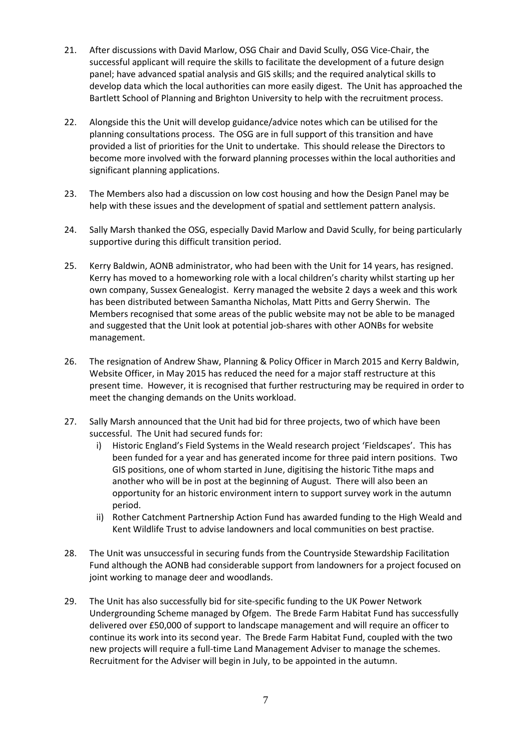21. After discussions with David Marlow, OSG Chair and David Scully, OSG Vice-Chair, the successful applicant will require the skills to facilitate the development of a future design panel; have advanced spatial analysis and GIS skills; and the required analytical skills to develop data which the local authorities can more easily digest. The Unit has approached the Bartlett School of Planning and Brighton University to help with the recruitment process.

22. Alongside this the Unit will develop guidance/advice notes which can be utilised for the planning consultations process. The OSG are in full support of this transition and have provided a list of priorities for the Unit to undertake. This should release the Directors to become more involved with the forward planning processes within the local authorities and significant planning applications.

23. The Members also had a discussion on low cost housing and how the Design Panel may be help with these issues and the development of spatial and settlement pattern analysis.

24. Sally Marsh thanked the OSG, especially David Marlow and David Scully, for being particularly supportive during this difficult transition period.

25. Kerry Baldwin, AONB administrator, who had been with the Unit for 14 years, has resigned. Kerry has moved to a homeworking role with a local children's charity whilst starting up her own company, Sussex Genealogist. Kerry managed the website 2 days a week and this work has been distributed between Samantha Nicholas, Matt Pitts and Gerry Sherwin. The Members recognised that some areas of the public website may not be able to be managed and suggested that the Unit look at potential job-shares with other AONBs for website management.

26. The resignation of Andrew Shaw, Planning & Policy Officer in March 2015 and Kerry Baldwin, Website Officer, in May 2015 has reduced the need for a major staff restructure at this present time. However, it is recognised that further restructuring may be required in order to meet the changing demands on the Units workload.

27. Sally Marsh announced that the Unit had bid for three projects, two of which have been successful. The Unit had secured funds for:
    i) Historic England's Field Systems in the Weald research project 'Fieldscapes'. This has been funded for a year and has generated income for three paid intern positions. Two GIS positions, one of whom started in June, digitising the historic Tithe maps and another who will be in post at the beginning of August. There will also been an opportunity for an historic environment intern to support survey work in the autumn period.
    ii) Rother Catchment Partnership Action Fund has awarded funding to the High Weald and Kent Wildlife Trust to advise landowners and local communities on best practise.

28. The Unit was unsuccessful in securing funds from the Countryside Stewardship Facilitation Fund although the AONB had considerable support from landowners for a project focused on joint working to manage deer and woodlands.

29. The Unit has also successfully bid for site-specific funding to the UK Power Network Undergrounding Scheme managed by Ofgem. The Brede Farm Habitat Fund has successfully delivered over £50,000 of support to landscape management and will require an officer to continue its work into its second year. The Brede Farm Habitat Fund, coupled with the two new projects will require a full-time Land Management Adviser to manage the schemes. Recruitment for the Adviser will begin in July, to be appointed in the autumn.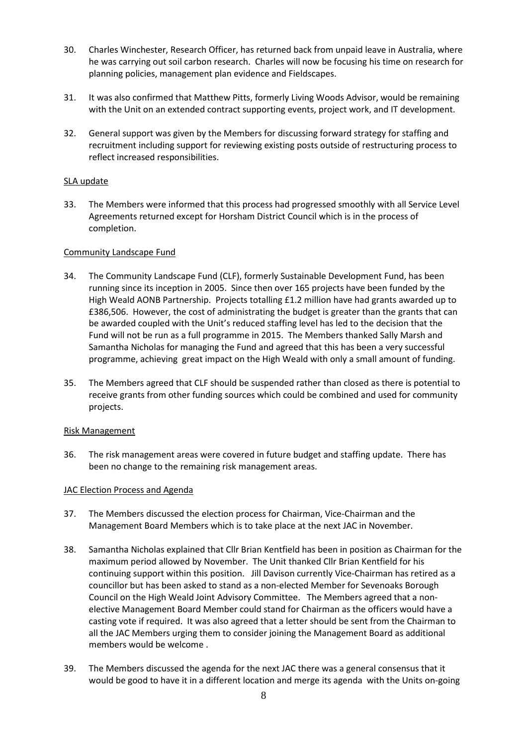30. Charles Winchester, Research Officer, has returned back from unpaid leave in Australia, where he was carrying out soil carbon research. Charles will now be focusing his time on research for planning policies, management plan evidence and Fieldscapes.

31. It was also confirmed that Matthew Pitts, formerly Living Woods Advisor, would be remaining with the Unit on an extended contract supporting events, project work, and IT development.

32. General support was given by the Members for discussing forward strategy for staffing and recruitment including support for reviewing existing posts outside of restructuring process to reflect increased responsibilities.

<u>SLA update</u>

33. The Members were informed that this process had progressed smoothly with all Service Level Agreements returned except for Horsham District Council which is in the process of completion.

<u>Community Landscape Fund</u>

34. The Community Landscape Fund (CLF), formerly Sustainable Development Fund, has been running since its inception in 2005. Since then over 165 projects have been funded by the High Weald AONB Partnership. Projects totalling £1.2 million have had grants awarded up to £386,506. However, the cost of administrating the budget is greater than the grants that can be awarded coupled with the Unit's reduced staffing level has led to the decision that the Fund will not be run as a full programme in 2015. The Members thanked Sally Marsh and Samantha Nicholas for managing the Fund and agreed that this has been a very successful programme, achieving great impact on the High Weald with only a small amount of funding.

35. The Members agreed that CLF should be suspended rather than closed as there is potential to receive grants from other funding sources which could be combined and used for community projects.

<u>Risk Management</u>

36. The risk management areas were covered in future budget and staffing update. There has been no change to the remaining risk management areas.

<u>JAC Election Process and Agenda</u>

37. The Members discussed the election process for Chairman, Vice-Chairman and the Management Board Members which is to take place at the next JAC in November.

38. Samantha Nicholas explained that Cllr Brian Kentfield has been in position as Chairman for the maximum period allowed by November. The Unit thanked Cllr Brian Kentfield for his continuing support within this position. Jill Davison currently Vice-Chairman has retired as a councillor but has been asked to stand as a non-elected Member for Sevenoaks Borough Council on the High Weald Joint Advisory Committee. The Members agreed that a non-elective Management Board Member could stand for Chairman as the officers would have a casting vote if required. It was also agreed that a letter should be sent from the Chairman to all the JAC Members urging them to consider joining the Management Board as additional members would be welcome .

39. The Members discussed the agenda for the next JAC there was a general consensus that it would be good to have it in a different location and merge its agenda with the Units on-going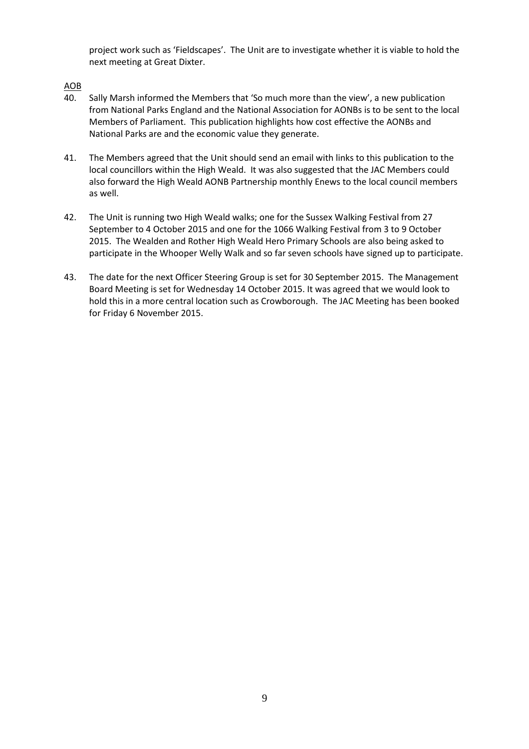project work such as 'Fieldscapes'. The Unit are to investigate whether it is viable to hold the next meeting at Great Dixter.

<u>AOB</u>

40. Sally Marsh informed the Members that 'So much more than the view', a new publication from National Parks England and the National Association for AONBs is to be sent to the local Members of Parliament. This publication highlights how cost effective the AONBs and National Parks are and the economic value they generate.

41. The Members agreed that the Unit should send an email with links to this publication to the local councillors within the High Weald. It was also suggested that the JAC Members could also forward the High Weald AONB Partnership monthly Enews to the local council members as well.

42. The Unit is running two High Weald walks; one for the Sussex Walking Festival from 27 September to 4 October 2015 and one for the 1066 Walking Festival from 3 to 9 October 2015. The Wealden and Rother High Weald Hero Primary Schools are also being asked to participate in the Whooper Welly Walk and so far seven schools have signed up to participate.

43. The date for the next Officer Steering Group is set for 30 September 2015. The Management Board Meeting is set for Wednesday 14 October 2015. It was agreed that we would look to hold this in a more central location such as Crowborough. The JAC Meeting has been booked for Friday 6 November 2015.